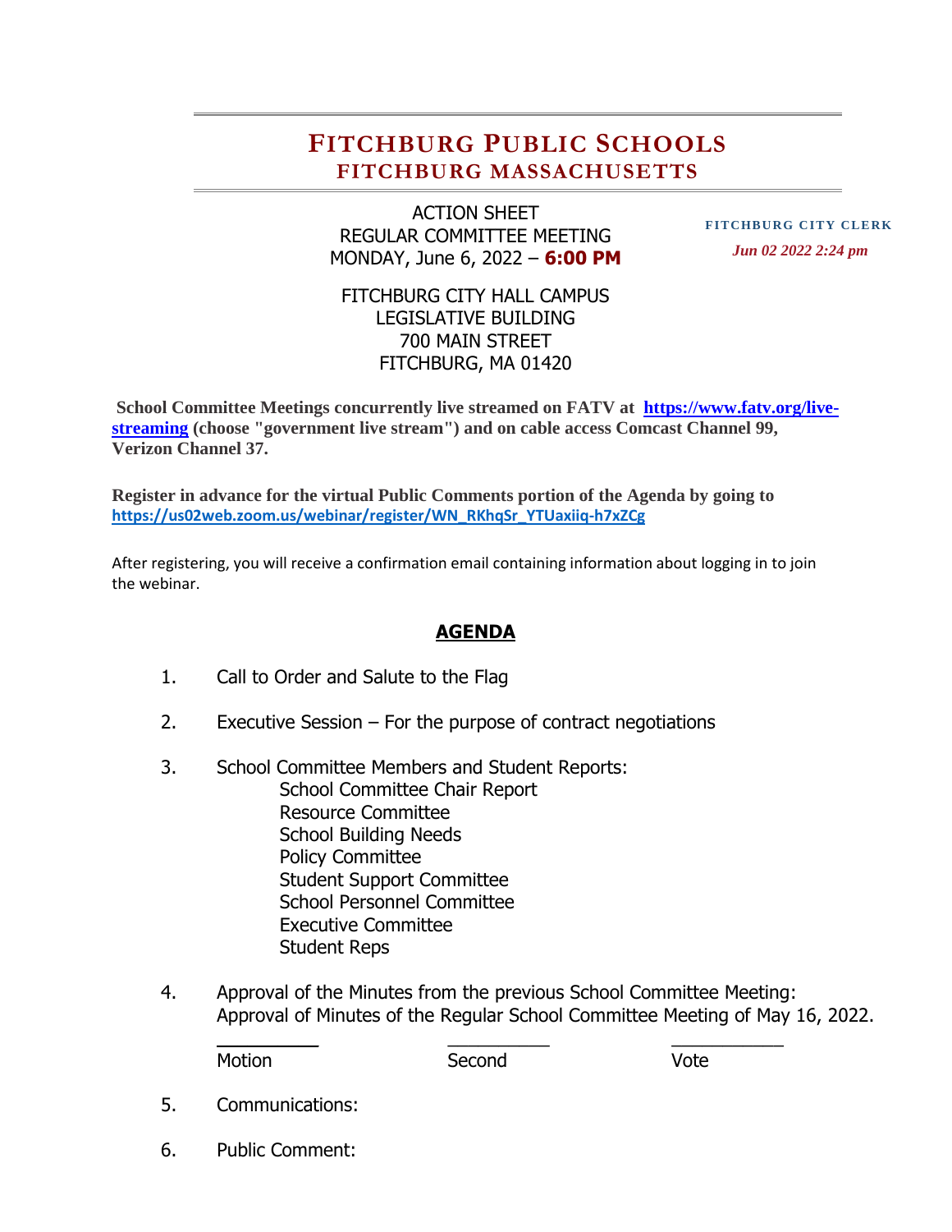# FITCHBURG PUBLIC SCHOOLS
## FITCHBURG MASSACHUSETTS

ACTION SHEET
REGULAR COMMITTEE MEETING
MONDAY, June 6, 2022 – **6:00 PM**

FITCHBURG CITY CLERK
*Jun 02 2022 2:24 pm*

FITCHBURG CITY HALL CAMPUS
LEGISLATIVE BUILDING
700 MAIN STREET
FITCHBURG, MA 01420

**School Committee Meetings concurrently live streamed on FATV at [https://www.fatv.org/live-streaming](https://www.fatv.org/live-streaming) (choose "government live stream") and on cable access Comcast Channel 99, Verizon Channel 37.**

**Register in advance for the virtual Public Comments portion of the Agenda by going to** [https://us02web.zoom.us/webinar/register/WN_RKhqSr_YTUaxiiq-h7xZCg](https://us02web.zoom.us/webinar/register/WN_RKhqSr_YTUaxiiq-h7xZCg)

After registering, you will receive a confirmation email containing information about logging in to join the webinar.

## AGENDA

1. Call to Order and Salute to the Flag

2. Executive Session – For the purpose of contract negotiations

3. School Committee Members and Student Reports:
   - School Committee Chair Report
   - Resource Committee
   - School Building Needs
   - Policy Committee
   - Student Support Committee
   - School Personnel Committee
   - Executive Committee
   - Student Reps

4. Approval of the Minutes from the previous School Committee Meeting:
   Approval of Minutes of the Regular School Committee Meeting of May 16, 2022.

   \_\_\_\_\_\_\_\_\_\_ Motion &nbsp;&nbsp;&nbsp; \_\_\_\_\_\_\_\_\_\_ Second &nbsp;&nbsp;&nbsp; \_\_\_\_\_\_\_\_\_\_ Vote

5. Communications:

6. Public Comment: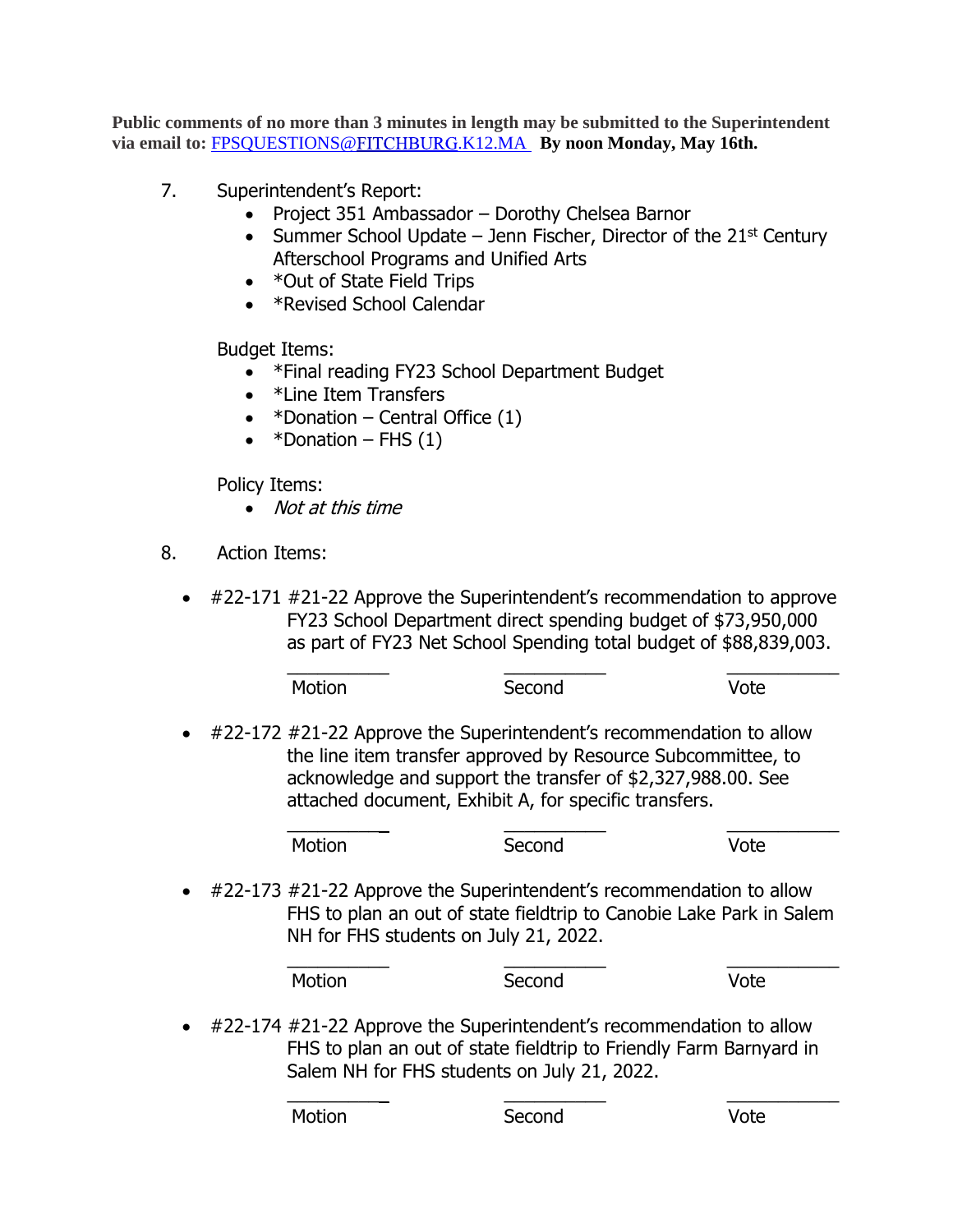**Public comments of no more than 3 minutes in length may be submitted to the Superintendent via email to: FPSQUESTIONS@FITCHBURG.K12.MA By noon Monday, May 16th.**

7. Superintendent's Report:
   - Project 351 Ambassador – Dorothy Chelsea Barnor
   - Summer School Update – Jenn Fischer, Director of the 21st Century Afterschool Programs and Unified Arts
   - *Out of State Field Trips
   - *Revised School Calendar

   Budget Items:
   - *Final reading FY23 School Department Budget
   - *Line Item Transfers
   - *Donation – Central Office (1)
   - *Donation – FHS (1)

   Policy Items:
   - *Not at this time*

8. Action Items:

- #22-171 #21-22 Approve the Superintendent's recommendation to approve FY23 School Department direct spending budget of $73,950,000 as part of FY23 Net School Spending total budget of $88,839,003.

  | ___________ | ___________ | ___________ |
  |---|---|---|
  | Motion | Second | Vote |

- #22-172 #21-22 Approve the Superintendent's recommendation to allow the line item transfer approved by Resource Subcommittee, to acknowledge and support the transfer of $2,327,988.00. See attached document, Exhibit A, for specific transfers.

  | ___________ | ___________ | ___________ |
  |---|---|---|
  | Motion | Second | Vote |

- #22-173 #21-22 Approve the Superintendent's recommendation to allow FHS to plan an out of state fieldtrip to Canobie Lake Park in Salem NH for FHS students on July 21, 2022.

  | ___________ | ___________ | ___________ |
  |---|---|---|
  | Motion | Second | Vote |

- #22-174 #21-22 Approve the Superintendent's recommendation to allow FHS to plan an out of state fieldtrip to Friendly Farm Barnyard in Salem NH for FHS students on July 21, 2022.

  | ___________ | ___________ | ___________ |
  |---|---|---|
  | Motion | Second | Vote |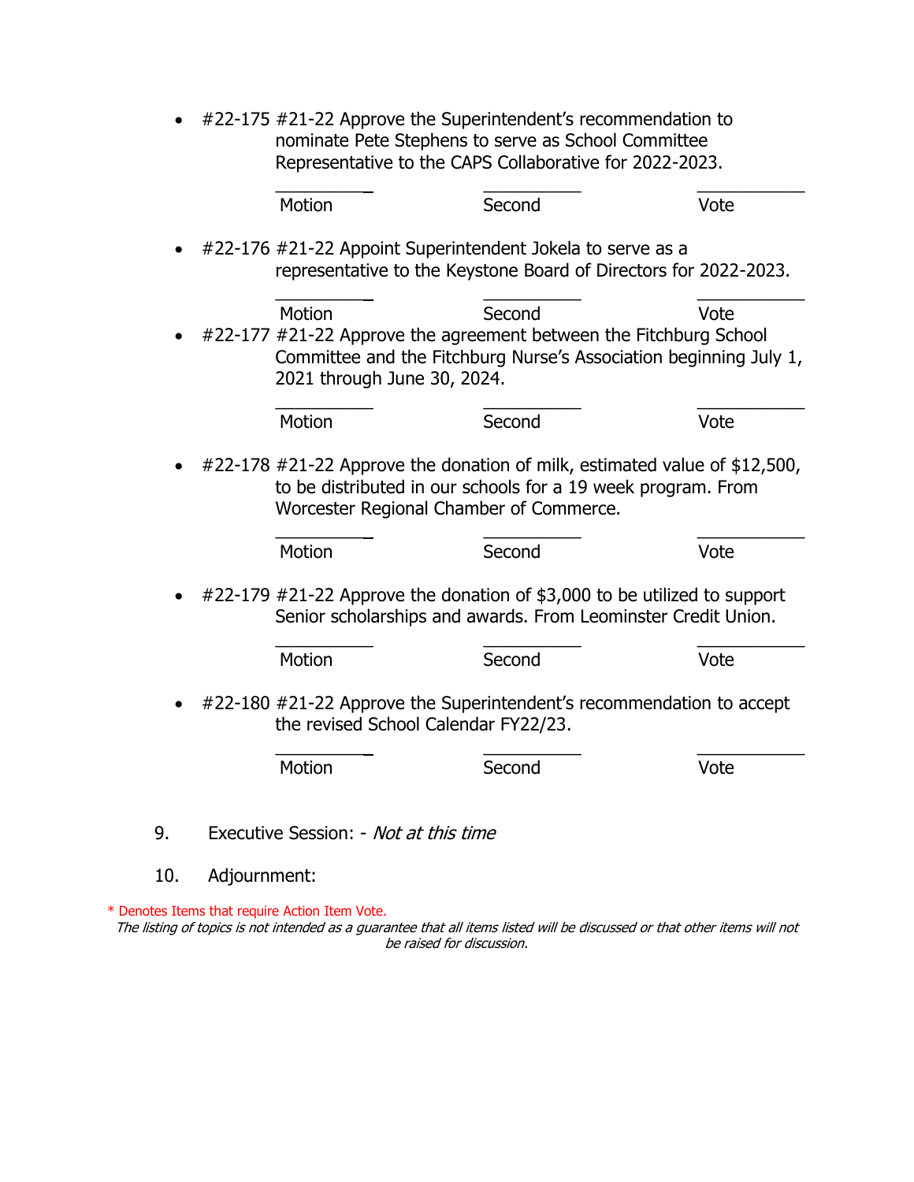- #22-175 #21-22 Approve the Superintendent's recommendation to nominate Pete Stephens to serve as School Committee Representative to the CAPS Collaborative for 2022-2023.

  __________ Motion __________ Second __________ Vote

- #22-176 #21-22 Appoint Superintendent Jokela to serve as a representative to the Keystone Board of Directors for 2022-2023.

  __________ Motion __________ Second __________ Vote

- #22-177 #21-22 Approve the agreement between the Fitchburg School Committee and the Fitchburg Nurse's Association beginning July 1, 2021 through June 30, 2024.

  __________ Motion __________ Second __________ Vote

- #22-178 #21-22 Approve the donation of milk, estimated value of $12,500, to be distributed in our schools for a 19 week program. From Worcester Regional Chamber of Commerce.

  __________ Motion __________ Second __________ Vote

- #22-179 #21-22 Approve the donation of $3,000 to be utilized to support Senior scholarships and awards. From Leominster Credit Union.

  __________ Motion __________ Second __________ Vote

- #22-180 #21-22 Approve the Superintendent's recommendation to accept the revised School Calendar FY22/23.

  __________ Motion __________ Second __________ Vote

9. Executive Session: - *Not at this time*

10. Adjournment:

* Denotes Items that require Action Item Vote.

*The listing of topics is not intended as a guarantee that all items listed will be discussed or that other items will not be raised for discussion.*